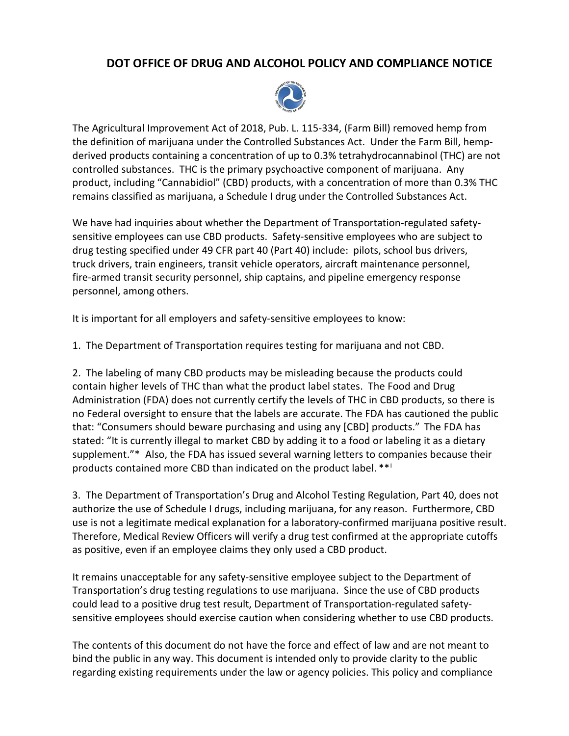# DOT OFFICE OF DRUG AND ALCOHOL POLICY AND COMPLIANCE NOTICE

The Agricultural Improvement Act of 2018, Pub. L. 115-334, (Farm Bill) removed hemp from the definition of marijuana under the Controlled Substances Act. Under the Farm Bill, hemp-derived products containing a concentration of up to 0.3% tetrahydrocannabinol (THC) are not controlled substances. THC is the primary psychoactive component of marijuana. Any product, including "Cannabidiol" (CBD) products, with a concentration of more than 0.3% THC remains classified as marijuana, a Schedule I drug under the Controlled Substances Act.

We have had inquiries about whether the Department of Transportation-regulated safety-sensitive employees can use CBD products. Safety-sensitive employees who are subject to drug testing specified under 49 CFR part 40 (Part 40) include: pilots, school bus drivers, truck drivers, train engineers, transit vehicle operators, aircraft maintenance personnel, fire-armed transit security personnel, ship captains, and pipeline emergency response personnel, among others.

It is important for all employers and safety-sensitive employees to know:

1. The Department of Transportation requires testing for marijuana and not CBD.

2. The labeling of many CBD products may be misleading because the products could contain higher levels of THC than what the product label states. The Food and Drug Administration (FDA) does not currently certify the levels of THC in CBD products, so there is no Federal oversight to ensure that the labels are accurate. The FDA has cautioned the public that: "Consumers should beware purchasing and using any [CBD] products." The FDA has stated: "It is currently illegal to market CBD by adding it to a food or labeling it as a dietary supplement."* Also, the FDA has issued several warning letters to companies because their products contained more CBD than indicated on the product label. **[i]

3. The Department of Transportation's Drug and Alcohol Testing Regulation, Part 40, does not authorize the use of Schedule I drugs, including marijuana, for any reason. Furthermore, CBD use is not a legitimate medical explanation for a laboratory-confirmed marijuana positive result. Therefore, Medical Review Officers will verify a drug test confirmed at the appropriate cutoffs as positive, even if an employee claims they only used a CBD product.

It remains unacceptable for any safety-sensitive employee subject to the Department of Transportation's drug testing regulations to use marijuana. Since the use of CBD products could lead to a positive drug test result, Department of Transportation-regulated safety-sensitive employees should exercise caution when considering whether to use CBD products.

The contents of this document do not have the force and effect of law and are not meant to bind the public in any way. This document is intended only to provide clarity to the public regarding existing requirements under the law or agency policies. This policy and compliance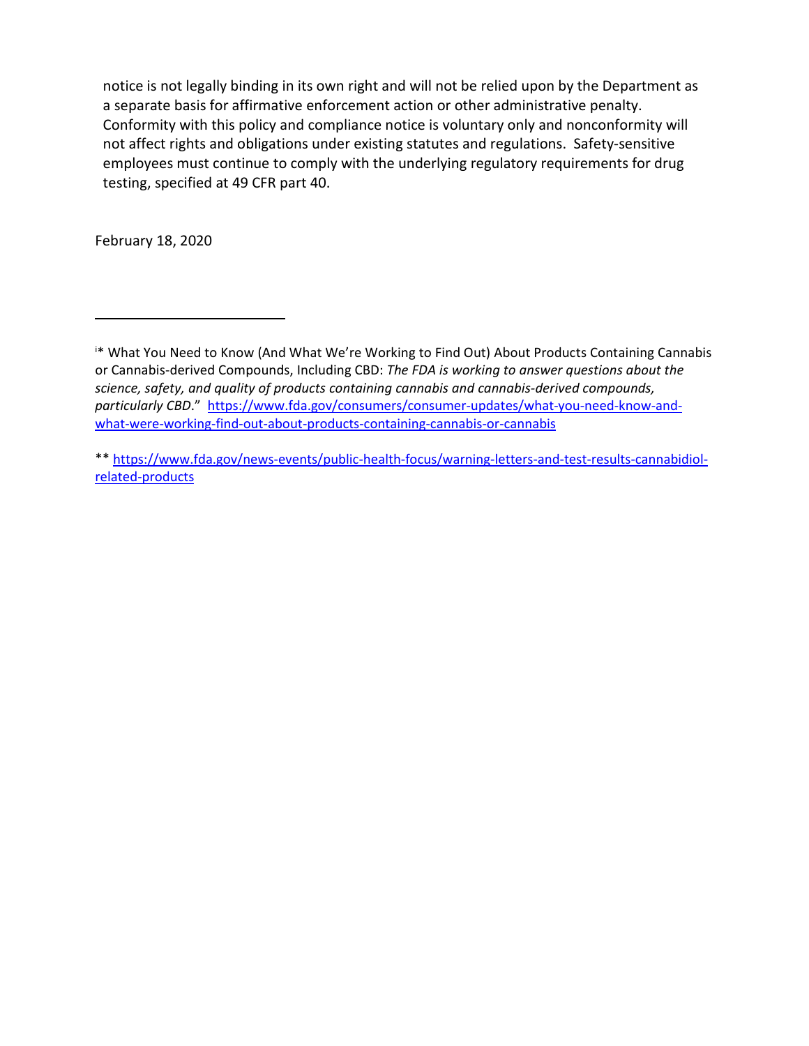notice is not legally binding in its own right and will not be relied upon by the Department as a separate basis for affirmative enforcement action or other administrative penalty. Conformity with this policy and compliance notice is voluntary only and nonconformity will not affect rights and obligations under existing statutes and regulations. Safety-sensitive employees must continue to comply with the underlying regulatory requirements for drug testing, specified at 49 CFR part 40.

February 18, 2020

---

[i]* What You Need to Know (And What We're Working to Find Out) About Products Containing Cannabis or Cannabis-derived Compounds, Including CBD: *The FDA is working to answer questions about the science, safety, and quality of products containing cannabis and cannabis-derived compounds, particularly CBD*." https://www.fda.gov/consumers/consumer-updates/what-you-need-know-and-what-were-working-find-out-about-products-containing-cannabis-or-cannabis

** https://www.fda.gov/news-events/public-health-focus/warning-letters-and-test-results-cannabidiol-related-products